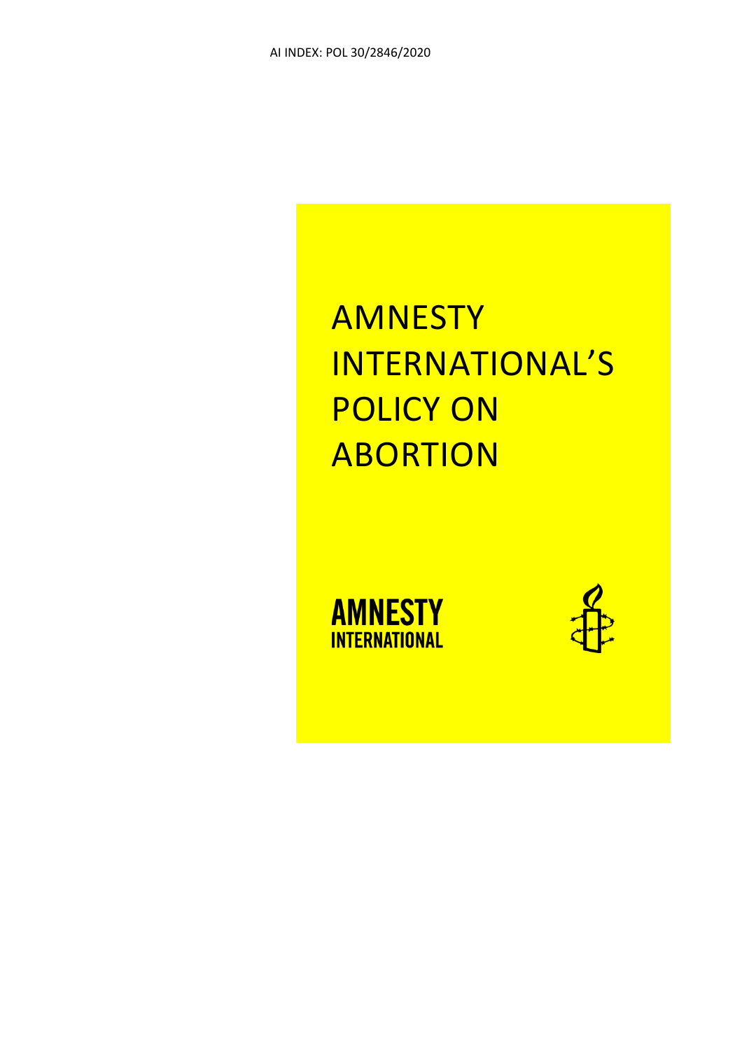AI INDEX: POL 30/2846/2020

# AMNESTY INTERNATIONAL'S POLICY ON ABORTION

AMNESTY INTERNATIONAL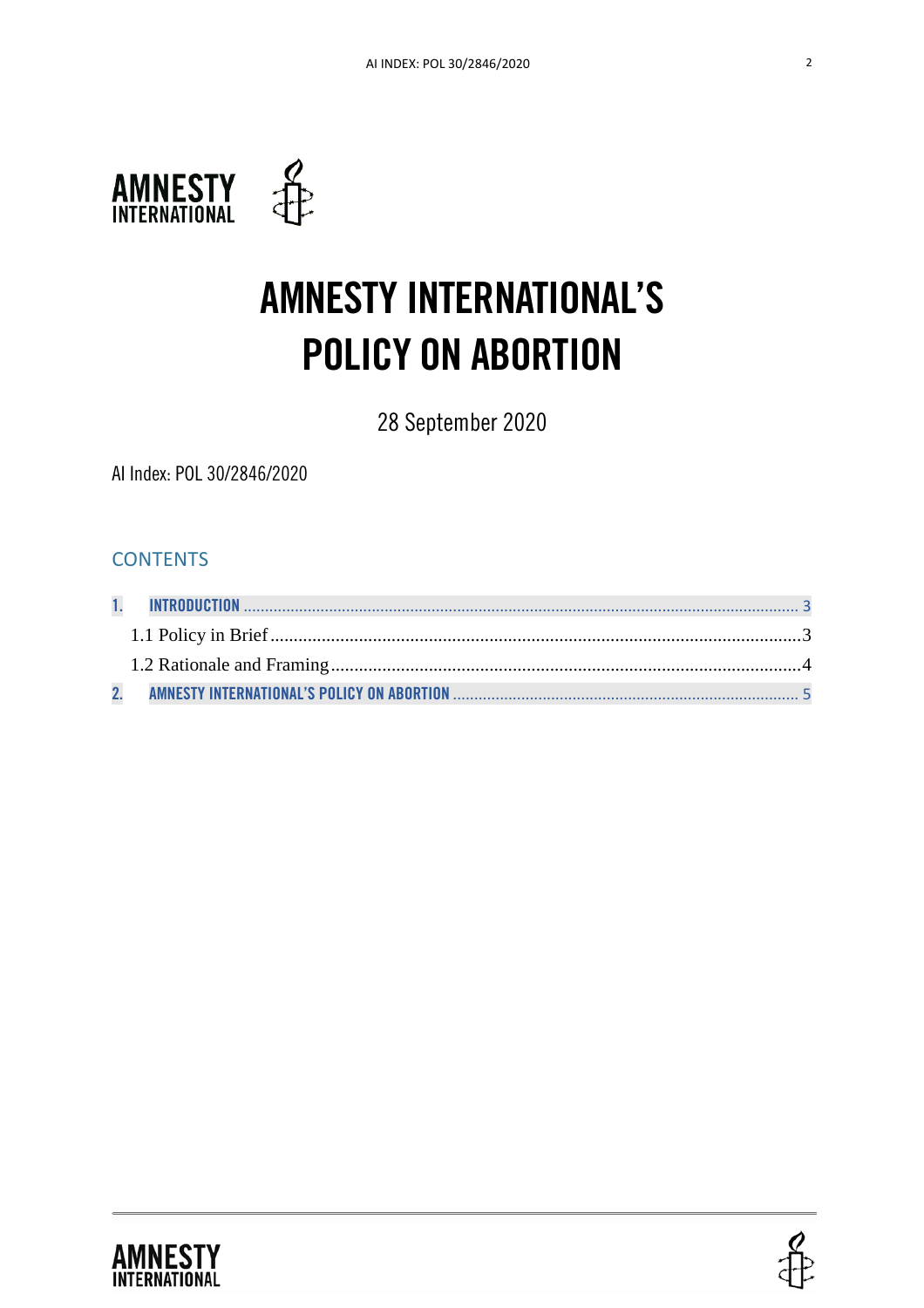# AMNESTY INTERNATIONAL'S POLICY ON ABORTION

28 September 2020

AI Index: POL 30/2846/2020

## CONTENTS

1. INTRODUCTION ..... 3
   - 1.1 Policy in Brief ..... 3
   - 1.2 Rationale and Framing ..... 4
2. AMNESTY INTERNATIONAL'S POLICY ON ABORTION ..... 5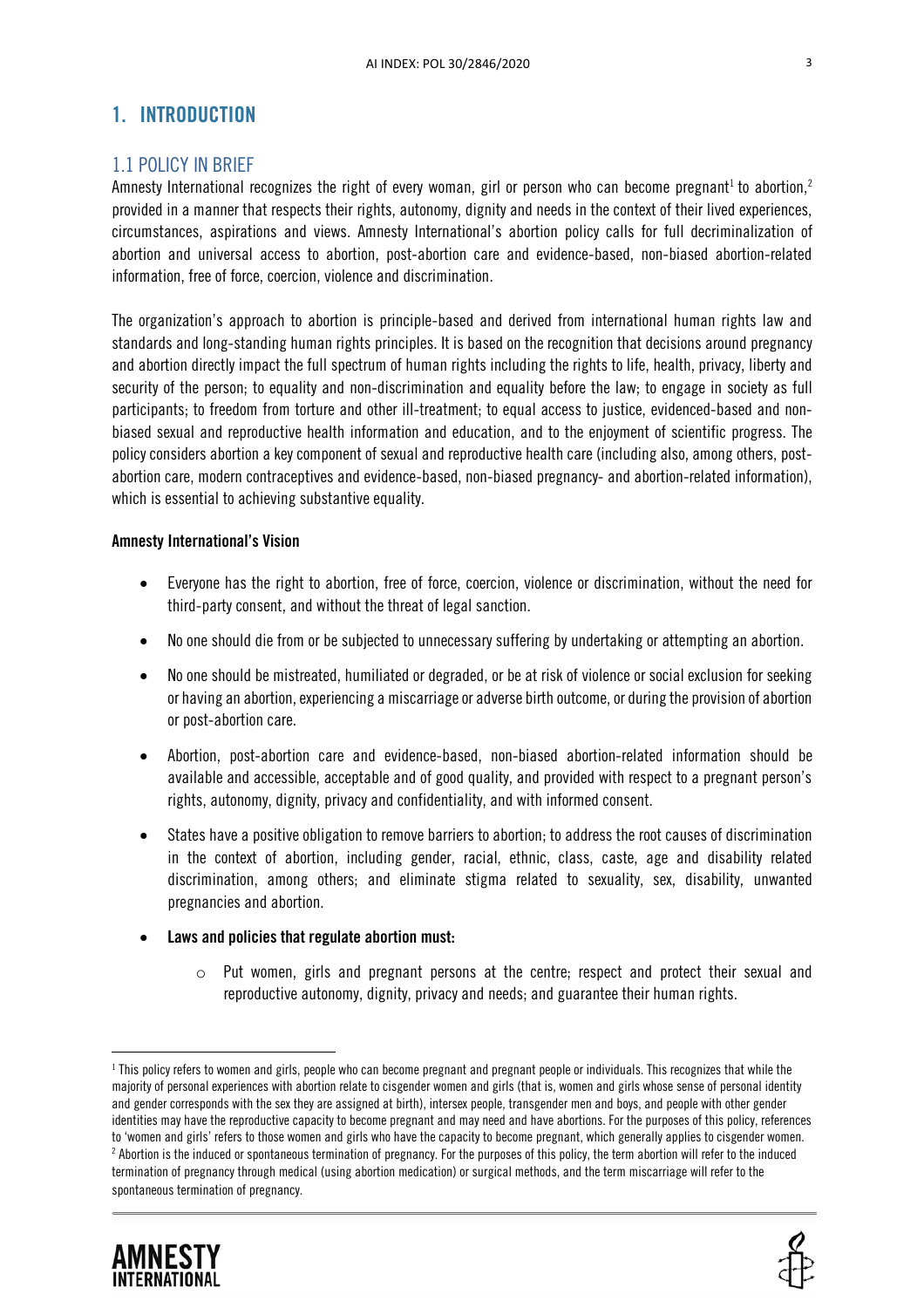# 1. INTRODUCTION

## 1.1 POLICY IN BRIEF

Amnesty International recognizes the right of every woman, girl or person who can become pregnant[1] to abortion,[2] provided in a manner that respects their rights, autonomy, dignity and needs in the context of their lived experiences, circumstances, aspirations and views. Amnesty International's abortion policy calls for full decriminalization of abortion and universal access to abortion, post-abortion care and evidence-based, non-biased abortion-related information, free of force, coercion, violence and discrimination.

The organization's approach to abortion is principle-based and derived from international human rights law and standards and long-standing human rights principles. It is based on the recognition that decisions around pregnancy and abortion directly impact the full spectrum of human rights including the rights to life, health, privacy, liberty and security of the person; to equality and non-discrimination and equality before the law; to engage in society as full participants; to freedom from torture and other ill-treatment; to equal access to justice, evidenced-based and non-biased sexual and reproductive health information and education, and to the enjoyment of scientific progress. The policy considers abortion a key component of sexual and reproductive health care (including also, among others, post-abortion care, modern contraceptives and evidence-based, non-biased pregnancy- and abortion-related information), which is essential to achieving substantive equality.

**Amnesty International's Vision**

- Everyone has the right to abortion, free of force, coercion, violence or discrimination, without the need for third-party consent, and without the threat of legal sanction.
- No one should die from or be subjected to unnecessary suffering by undertaking or attempting an abortion.
- No one should be mistreated, humiliated or degraded, or be at risk of violence or social exclusion for seeking or having an abortion, experiencing a miscarriage or adverse birth outcome, or during the provision of abortion or post-abortion care.
- Abortion, post-abortion care and evidence-based, non-biased abortion-related information should be available and accessible, acceptable and of good quality, and provided with respect to a pregnant person's rights, autonomy, dignity, privacy and confidentiality, and with informed consent.
- States have a positive obligation to remove barriers to abortion; to address the root causes of discrimination in the context of abortion, including gender, racial, ethnic, class, caste, age and disability related discrimination, among others; and eliminate stigma related to sexuality, sex, disability, unwanted pregnancies and abortion.
- **Laws and policies that regulate abortion must:**
    - Put women, girls and pregnant persons at the centre; respect and protect their sexual and reproductive autonomy, dignity, privacy and needs; and guarantee their human rights.

[1] This policy refers to women and girls, people who can become pregnant and pregnant people or individuals. This recognizes that while the majority of personal experiences with abortion relate to cisgender women and girls (that is, women and girls whose sense of personal identity and gender corresponds with the sex they are assigned at birth), intersex people, transgender men and boys, and people with other gender identities may have the reproductive capacity to become pregnant and may need and have abortions. For the purposes of this policy, references to 'women and girls' refers to those women and girls who have the capacity to become pregnant, which generally applies to cisgender women.

[2] Abortion is the induced or spontaneous termination of pregnancy. For the purposes of this policy, the term abortion will refer to the induced termination of pregnancy through medical (using abortion medication) or surgical methods, and the term miscarriage will refer to the spontaneous termination of pregnancy.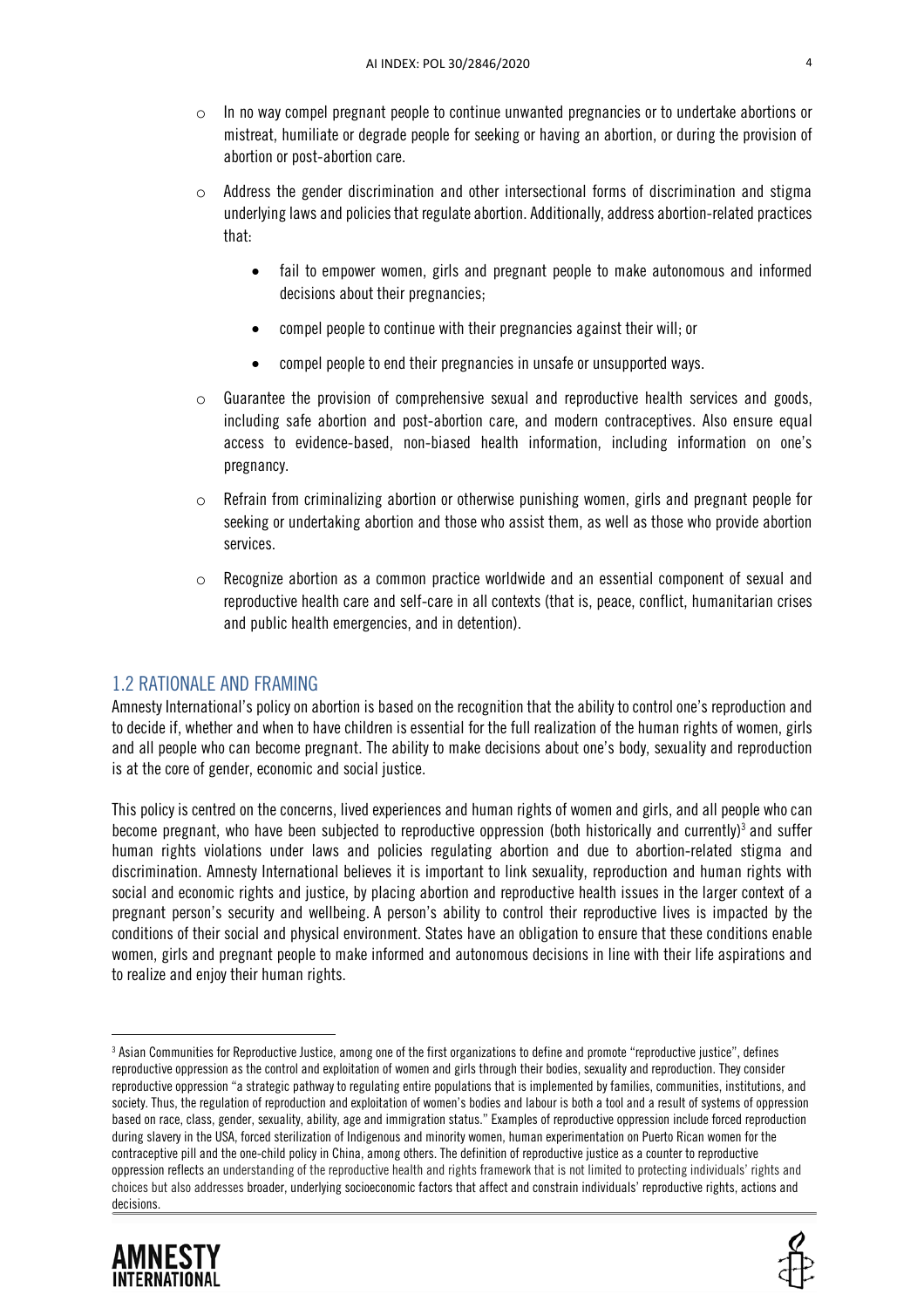- In no way compel pregnant people to continue unwanted pregnancies or to undertake abortions or mistreat, humiliate or degrade people for seeking or having an abortion, or during the provision of abortion or post-abortion care.
- Address the gender discrimination and other intersectional forms of discrimination and stigma underlying laws and policies that regulate abortion. Additionally, address abortion-related practices that:
    - fail to empower women, girls and pregnant people to make autonomous and informed decisions about their pregnancies;
    - compel people to continue with their pregnancies against their will; or
    - compel people to end their pregnancies in unsafe or unsupported ways.
- Guarantee the provision of comprehensive sexual and reproductive health services and goods, including safe abortion and post-abortion care, and modern contraceptives. Also ensure equal access to evidence-based, non-biased health information, including information on one's pregnancy.
- Refrain from criminalizing abortion or otherwise punishing women, girls and pregnant people for seeking or undertaking abortion and those who assist them, as well as those who provide abortion services.
- Recognize abortion as a common practice worldwide and an essential component of sexual and reproductive health care and self-care in all contexts (that is, peace, conflict, humanitarian crises and public health emergencies, and in detention).

## 1.2 RATIONALE AND FRAMING

Amnesty International's policy on abortion is based on the recognition that the ability to control one's reproduction and to decide if, whether and when to have children is essential for the full realization of the human rights of women, girls and all people who can become pregnant. The ability to make decisions about one's body, sexuality and reproduction is at the core of gender, economic and social justice.

This policy is centred on the concerns, lived experiences and human rights of women and girls, and all people who can become pregnant, who have been subjected to reproductive oppression (both historically and currently)[3] and suffer human rights violations under laws and policies regulating abortion and due to abortion-related stigma and discrimination. Amnesty International believes it is important to link sexuality, reproduction and human rights with social and economic rights and justice, by placing abortion and reproductive health issues in the larger context of a pregnant person's security and wellbeing. A person's ability to control their reproductive lives is impacted by the conditions of their social and physical environment. States have an obligation to ensure that these conditions enable women, girls and pregnant people to make informed and autonomous decisions in line with their life aspirations and to realize and enjoy their human rights.

---

[3] Asian Communities for Reproductive Justice, among one of the first organizations to define and promote "reproductive justice", defines reproductive oppression as the control and exploitation of women and girls through their bodies, sexuality and reproduction. They consider reproductive oppression "a strategic pathway to regulating entire populations that is implemented by families, communities, institutions, and society. Thus, the regulation of reproduction and exploitation of women's bodies and labour is both a tool and a result of systems of oppression based on race, class, gender, sexuality, ability, age and immigration status." Examples of reproductive oppression include forced reproduction during slavery in the USA, forced sterilization of Indigenous and minority women, human experimentation on Puerto Rican women for the contraceptive pill and the one-child policy in China, among others. The definition of reproductive justice as a counter to reproductive oppression reflects an understanding of the reproductive health and rights framework that is not limited to protecting individuals' rights and choices but also addresses broader, underlying socioeconomic factors that affect and constrain individuals' reproductive rights, actions and decisions.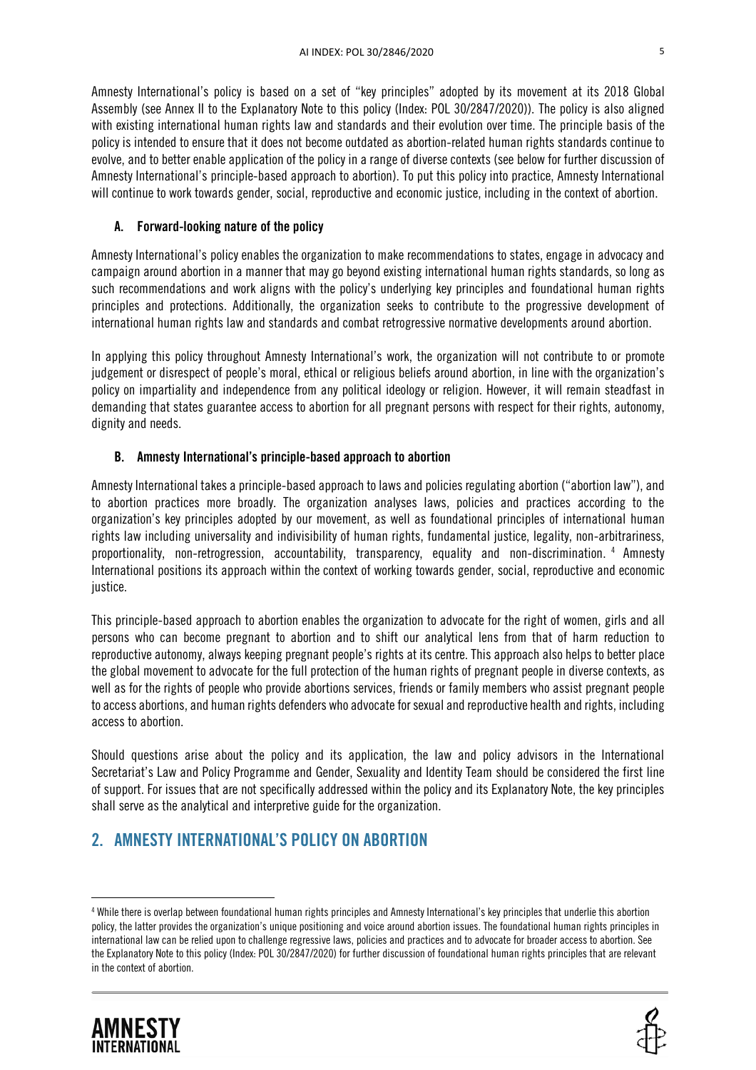Amnesty International's policy is based on a set of "key principles" adopted by its movement at its 2018 Global Assembly (see Annex II to the Explanatory Note to this policy (Index: POL 30/2847/2020)). The policy is also aligned with existing international human rights law and standards and their evolution over time. The principle basis of the policy is intended to ensure that it does not become outdated as abortion-related human rights standards continue to evolve, and to better enable application of the policy in a range of diverse contexts (see below for further discussion of Amnesty International's principle-based approach to abortion). To put this policy into practice, Amnesty International will continue to work towards gender, social, reproductive and economic justice, including in the context of abortion.

### A. Forward-looking nature of the policy

Amnesty International's policy enables the organization to make recommendations to states, engage in advocacy and campaign around abortion in a manner that may go beyond existing international human rights standards, so long as such recommendations and work aligns with the policy's underlying key principles and foundational human rights principles and protections. Additionally, the organization seeks to contribute to the progressive development of international human rights law and standards and combat retrogressive normative developments around abortion.

In applying this policy throughout Amnesty International's work, the organization will not contribute to or promote judgement or disrespect of people's moral, ethical or religious beliefs around abortion, in line with the organization's policy on impartiality and independence from any political ideology or religion. However, it will remain steadfast in demanding that states guarantee access to abortion for all pregnant persons with respect for their rights, autonomy, dignity and needs.

### B. Amnesty International's principle-based approach to abortion

Amnesty International takes a principle-based approach to laws and policies regulating abortion ("abortion law"), and to abortion practices more broadly. The organization analyses laws, policies and practices according to the organization's key principles adopted by our movement, as well as foundational principles of international human rights law including universality and indivisibility of human rights, fundamental justice, legality, non-arbitrariness, proportionality, non-retrogression, accountability, transparency, equality and non-discrimination.[4] Amnesty International positions its approach within the context of working towards gender, social, reproductive and economic justice.

This principle-based approach to abortion enables the organization to advocate for the right of women, girls and all persons who can become pregnant to abortion and to shift our analytical lens from that of harm reduction to reproductive autonomy, always keeping pregnant people's rights at its centre. This approach also helps to better place the global movement to advocate for the full protection of the human rights of pregnant people in diverse contexts, as well as for the rights of people who provide abortions services, friends or family members who assist pregnant people to access abortions, and human rights defenders who advocate for sexual and reproductive health and rights, including access to abortion.

Should questions arise about the policy and its application, the law and policy advisors in the International Secretariat's Law and Policy Programme and Gender, Sexuality and Identity Team should be considered the first line of support. For issues that are not specifically addressed within the policy and its Explanatory Note, the key principles shall serve as the analytical and interpretive guide for the organization.

## 2. AMNESTY INTERNATIONAL'S POLICY ON ABORTION

[4] While there is overlap between foundational human rights principles and Amnesty International's key principles that underlie this abortion policy, the latter provides the organization's unique positioning and voice around abortion issues. The foundational human rights principles in international law can be relied upon to challenge regressive laws, policies and practices and to advocate for broader access to abortion. See the Explanatory Note to this policy (Index: POL 30/2847/2020) for further discussion of foundational human rights principles that are relevant in the context of abortion.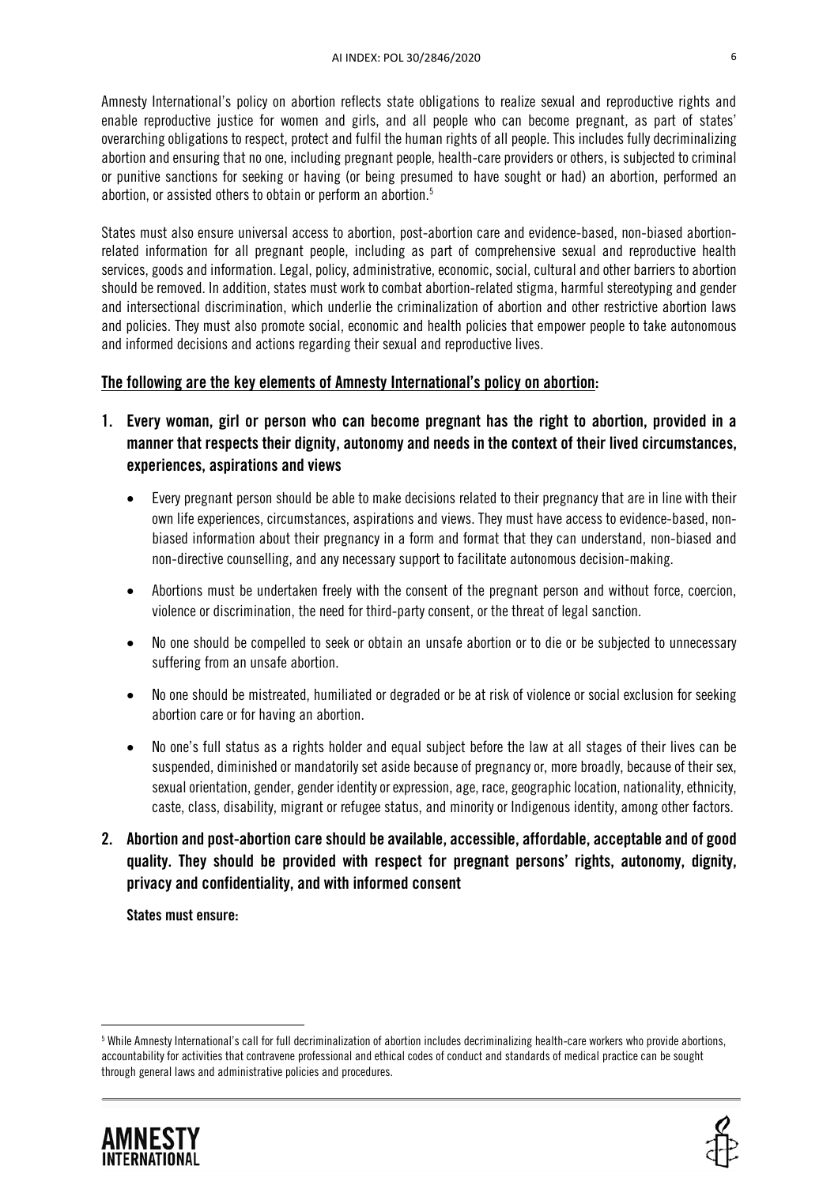Amnesty International's policy on abortion reflects state obligations to realize sexual and reproductive rights and enable reproductive justice for women and girls, and all people who can become pregnant, as part of states' overarching obligations to respect, protect and fulfil the human rights of all people. This includes fully decriminalizing abortion and ensuring that no one, including pregnant people, health-care providers or others, is subjected to criminal or punitive sanctions for seeking or having (or being presumed to have sought or had) an abortion, performed an abortion, or assisted others to obtain or perform an abortion.[5]

States must also ensure universal access to abortion, post-abortion care and evidence-based, non-biased abortion-related information for all pregnant people, including as part of comprehensive sexual and reproductive health services, goods and information. Legal, policy, administrative, economic, social, cultural and other barriers to abortion should be removed. In addition, states must work to combat abortion-related stigma, harmful stereotyping and gender and intersectional discrimination, which underlie the criminalization of abortion and other restrictive abortion laws and policies. They must also promote social, economic and health policies that empower people to take autonomous and informed decisions and actions regarding their sexual and reproductive lives.

**The following are the key elements of Amnesty International's policy on abortion:**

1. **Every woman, girl or person who can become pregnant has the right to abortion, provided in a manner that respects their dignity, autonomy and needs in the context of their lived circumstances, experiences, aspirations and views**

   - Every pregnant person should be able to make decisions related to their pregnancy that are in line with their own life experiences, circumstances, aspirations and views. They must have access to evidence-based, non-biased information about their pregnancy in a form and format that they can understand, non-biased and non-directive counselling, and any necessary support to facilitate autonomous decision-making.
   - Abortions must be undertaken freely with the consent of the pregnant person and without force, coercion, violence or discrimination, the need for third-party consent, or the threat of legal sanction.
   - No one should be compelled to seek or obtain an unsafe abortion or to die or be subjected to unnecessary suffering from an unsafe abortion.
   - No one should be mistreated, humiliated or degraded or be at risk of violence or social exclusion for seeking abortion care or for having an abortion.
   - No one's full status as a rights holder and equal subject before the law at all stages of their lives can be suspended, diminished or mandatorily set aside because of pregnancy or, more broadly, because of their sex, sexual orientation, gender, gender identity or expression, age, race, geographic location, nationality, ethnicity, caste, class, disability, migrant or refugee status, and minority or Indigenous identity, among other factors.

2. **Abortion and post-abortion care should be available, accessible, affordable, acceptable and of good quality. They should be provided with respect for pregnant persons' rights, autonomy, dignity, privacy and confidentiality, and with informed consent**

   **States must ensure:**

[5] While Amnesty International's call for full decriminalization of abortion includes decriminalizing health-care workers who provide abortions, accountability for activities that contravene professional and ethical codes of conduct and standards of medical practice can be sought through general laws and administrative policies and procedures.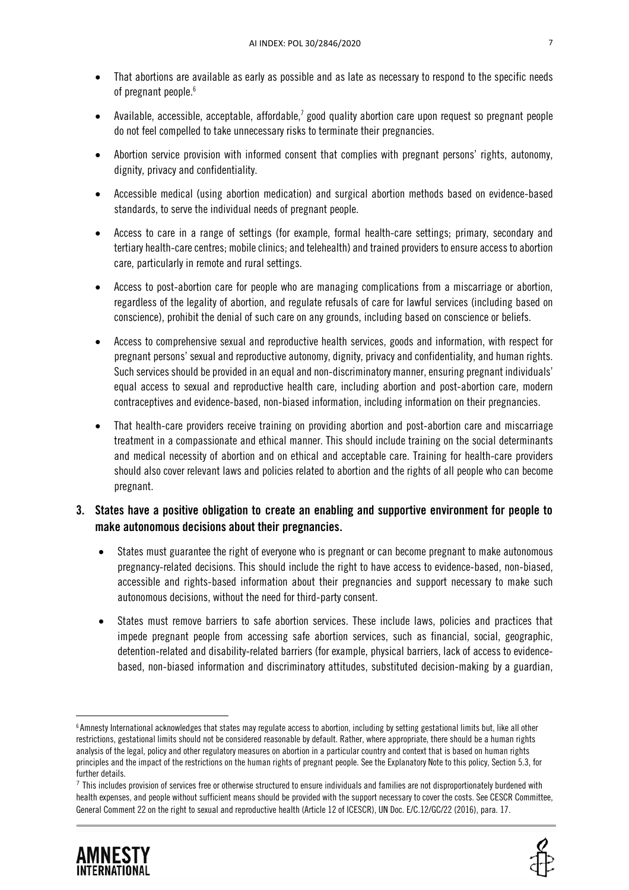- That abortions are available as early as possible and as late as necessary to respond to the specific needs of pregnant people.[6]
- Available, accessible, acceptable, affordable,[7] good quality abortion care upon request so pregnant people do not feel compelled to take unnecessary risks to terminate their pregnancies.
- Abortion service provision with informed consent that complies with pregnant persons' rights, autonomy, dignity, privacy and confidentiality.
- Accessible medical (using abortion medication) and surgical abortion methods based on evidence-based standards, to serve the individual needs of pregnant people.
- Access to care in a range of settings (for example, formal health-care settings; primary, secondary and tertiary health-care centres; mobile clinics; and telehealth) and trained providers to ensure access to abortion care, particularly in remote and rural settings.
- Access to post-abortion care for people who are managing complications from a miscarriage or abortion, regardless of the legality of abortion, and regulate refusals of care for lawful services (including based on conscience), prohibit the denial of such care on any grounds, including based on conscience or beliefs.
- Access to comprehensive sexual and reproductive health services, goods and information, with respect for pregnant persons' sexual and reproductive autonomy, dignity, privacy and confidentiality, and human rights. Such services should be provided in an equal and non-discriminatory manner, ensuring pregnant individuals' equal access to sexual and reproductive health care, including abortion and post-abortion care, modern contraceptives and evidence-based, non-biased information, including information on their pregnancies.
- That health-care providers receive training on providing abortion and post-abortion care and miscarriage treatment in a compassionate and ethical manner. This should include training on the social determinants and medical necessity of abortion and on ethical and acceptable care. Training for health-care providers should also cover relevant laws and policies related to abortion and the rights of all people who can become pregnant.

**3. States have a positive obligation to create an enabling and supportive environment for people to make autonomous decisions about their pregnancies.**

- States must guarantee the right of everyone who is pregnant or can become pregnant to make autonomous pregnancy-related decisions. This should include the right to have access to evidence-based, non-biased, accessible and rights-based information about their pregnancies and support necessary to make such autonomous decisions, without the need for third-party consent.
- States must remove barriers to safe abortion services. These include laws, policies and practices that impede pregnant people from accessing safe abortion services, such as financial, social, geographic, detention-related and disability-related barriers (for example, physical barriers, lack of access to evidence-based, non-biased information and discriminatory attitudes, substituted decision-making by a guardian,

---

[6] Amnesty International acknowledges that states may regulate access to abortion, including by setting gestational limits but, like all other restrictions, gestational limits should not be considered reasonable by default. Rather, where appropriate, there should be a human rights analysis of the legal, policy and other regulatory measures on abortion in a particular country and context that is based on human rights principles and the impact of the restrictions on the human rights of pregnant people. See the Explanatory Note to this policy, Section 5.3, for further details.

[7] This includes provision of services free or otherwise structured to ensure individuals and families are not disproportionately burdened with health expenses, and people without sufficient means should be provided with the support necessary to cover the costs. See CESCR Committee, General Comment 22 on the right to sexual and reproductive health (Article 12 of ICESCR), UN Doc. E/C.12/GC/22 (2016), para. 17.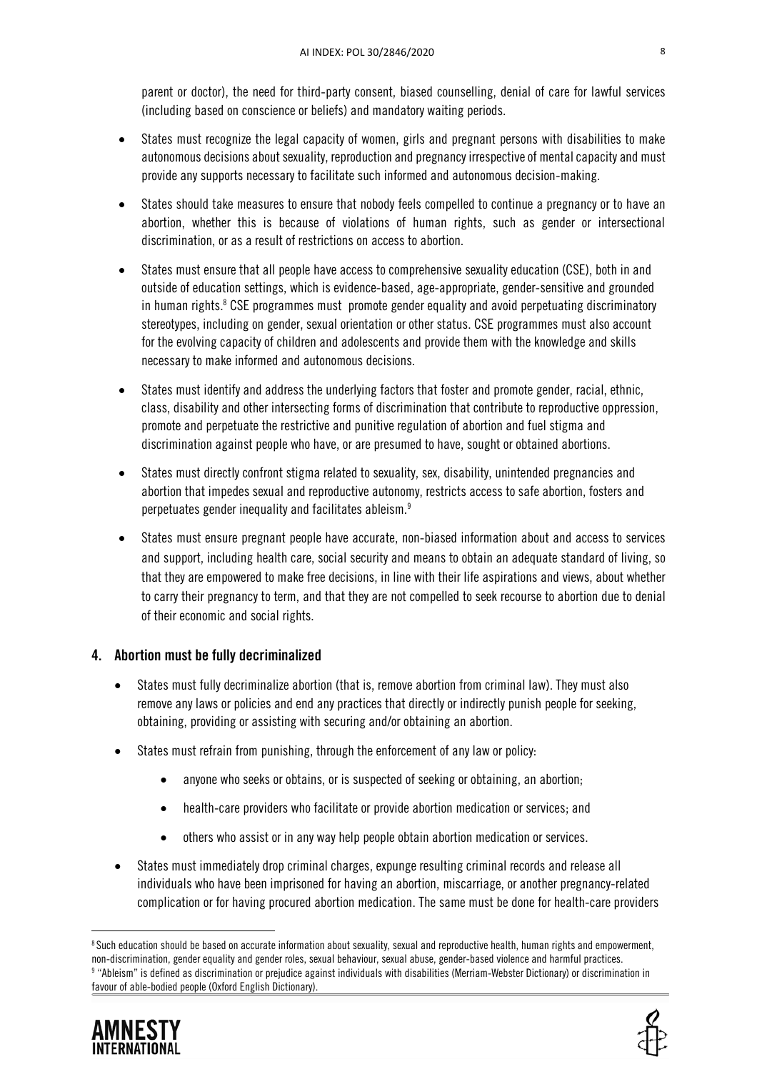parent or doctor), the need for third-party consent, biased counselling, denial of care for lawful services (including based on conscience or beliefs) and mandatory waiting periods.

- States must recognize the legal capacity of women, girls and pregnant persons with disabilities to make autonomous decisions about sexuality, reproduction and pregnancy irrespective of mental capacity and must provide any supports necessary to facilitate such informed and autonomous decision-making.
- States should take measures to ensure that nobody feels compelled to continue a pregnancy or to have an abortion, whether this is because of violations of human rights, such as gender or intersectional discrimination, or as a result of restrictions on access to abortion.
- States must ensure that all people have access to comprehensive sexuality education (CSE), both in and outside of education settings, which is evidence-based, age-appropriate, gender-sensitive and grounded in human rights.[8] CSE programmes must promote gender equality and avoid perpetuating discriminatory stereotypes, including on gender, sexual orientation or other status. CSE programmes must also account for the evolving capacity of children and adolescents and provide them with the knowledge and skills necessary to make informed and autonomous decisions.
- States must identify and address the underlying factors that foster and promote gender, racial, ethnic, class, disability and other intersecting forms of discrimination that contribute to reproductive oppression, promote and perpetuate the restrictive and punitive regulation of abortion and fuel stigma and discrimination against people who have, or are presumed to have, sought or obtained abortions.
- States must directly confront stigma related to sexuality, sex, disability, unintended pregnancies and abortion that impedes sexual and reproductive autonomy, restricts access to safe abortion, fosters and perpetuates gender inequality and facilitates ableism.[9]
- States must ensure pregnant people have accurate, non-biased information about and access to services and support, including health care, social security and means to obtain an adequate standard of living, so that they are empowered to make free decisions, in line with their life aspirations and views, about whether to carry their pregnancy to term, and that they are not compelled to seek recourse to abortion due to denial of their economic and social rights.

## 4. Abortion must be fully decriminalized

- States must fully decriminalize abortion (that is, remove abortion from criminal law). They must also remove any laws or policies and end any practices that directly or indirectly punish people for seeking, obtaining, providing or assisting with securing and/or obtaining an abortion.
- States must refrain from punishing, through the enforcement of any law or policy:
  - anyone who seeks or obtains, or is suspected of seeking or obtaining, an abortion;
  - health-care providers who facilitate or provide abortion medication or services; and
  - others who assist or in any way help people obtain abortion medication or services.
- States must immediately drop criminal charges, expunge resulting criminal records and release all individuals who have been imprisoned for having an abortion, miscarriage, or another pregnancy-related complication or for having procured abortion medication. The same must be done for health-care providers

[8] Such education should be based on accurate information about sexuality, sexual and reproductive health, human rights and empowerment, non-discrimination, gender equality and gender roles, sexual behaviour, sexual abuse, gender-based violence and harmful practices.

[9] "Ableism" is defined as discrimination or prejudice against individuals with disabilities (Merriam-Webster Dictionary) or discrimination in favour of able-bodied people (Oxford English Dictionary).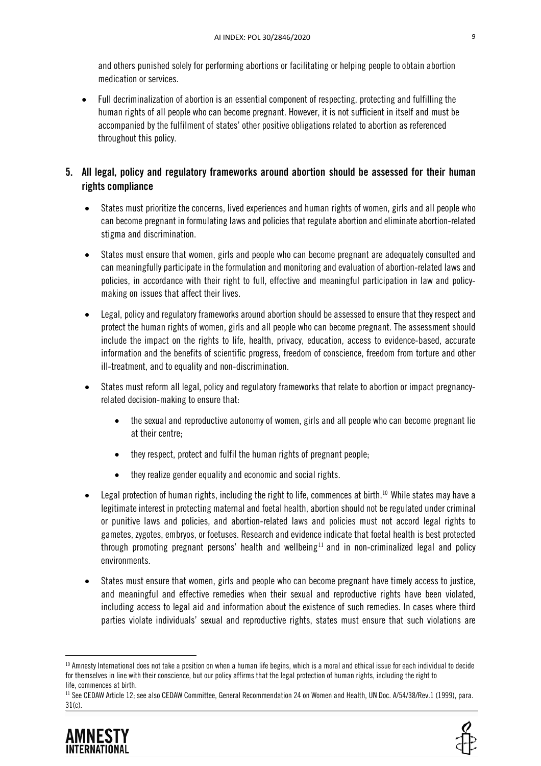and others punished solely for performing abortions or facilitating or helping people to obtain abortion medication or services.

- Full decriminalization of abortion is an essential component of respecting, protecting and fulfilling the human rights of all people who can become pregnant. However, it is not sufficient in itself and must be accompanied by the fulfilment of states' other positive obligations related to abortion as referenced throughout this policy.

## 5. All legal, policy and regulatory frameworks around abortion should be assessed for their human rights compliance

- States must prioritize the concerns, lived experiences and human rights of women, girls and all people who can become pregnant in formulating laws and policies that regulate abortion and eliminate abortion-related stigma and discrimination.
- States must ensure that women, girls and people who can become pregnant are adequately consulted and can meaningfully participate in the formulation and monitoring and evaluation of abortion-related laws and policies, in accordance with their right to full, effective and meaningful participation in law and policy-making on issues that affect their lives.
- Legal, policy and regulatory frameworks around abortion should be assessed to ensure that they respect and protect the human rights of women, girls and all people who can become pregnant. The assessment should include the impact on the rights to life, health, privacy, education, access to evidence-based, accurate information and the benefits of scientific progress, freedom of conscience, freedom from torture and other ill-treatment, and to equality and non-discrimination.
- States must reform all legal, policy and regulatory frameworks that relate to abortion or impact pregnancy-related decision-making to ensure that:
    - the sexual and reproductive autonomy of women, girls and all people who can become pregnant lie at their centre;
    - they respect, protect and fulfil the human rights of pregnant people;
    - they realize gender equality and economic and social rights.
- Legal protection of human rights, including the right to life, commences at birth.[10] While states may have a legitimate interest in protecting maternal and foetal health, abortion should not be regulated under criminal or punitive laws and policies, and abortion-related laws and policies must not accord legal rights to gametes, zygotes, embryos, or foetuses. Research and evidence indicate that foetal health is best protected through promoting pregnant persons' health and wellbeing[11] and in non-criminalized legal and policy environments.
- States must ensure that women, girls and people who can become pregnant have timely access to justice, and meaningful and effective remedies when their sexual and reproductive rights have been violated, including access to legal aid and information about the existence of such remedies. In cases where third parties violate individuals' sexual and reproductive rights, states must ensure that such violations are

---

[10] Amnesty International does not take a position on when a human life begins, which is a moral and ethical issue for each individual to decide for themselves in line with their conscience, but our policy affirms that the legal protection of human rights, including the right to life, commences at birth.

[11] See CEDAW Article 12; see also CEDAW Committee, General Recommendation 24 on Women and Health, UN Doc. A/54/38/Rev.1 (1999), para. 31(c).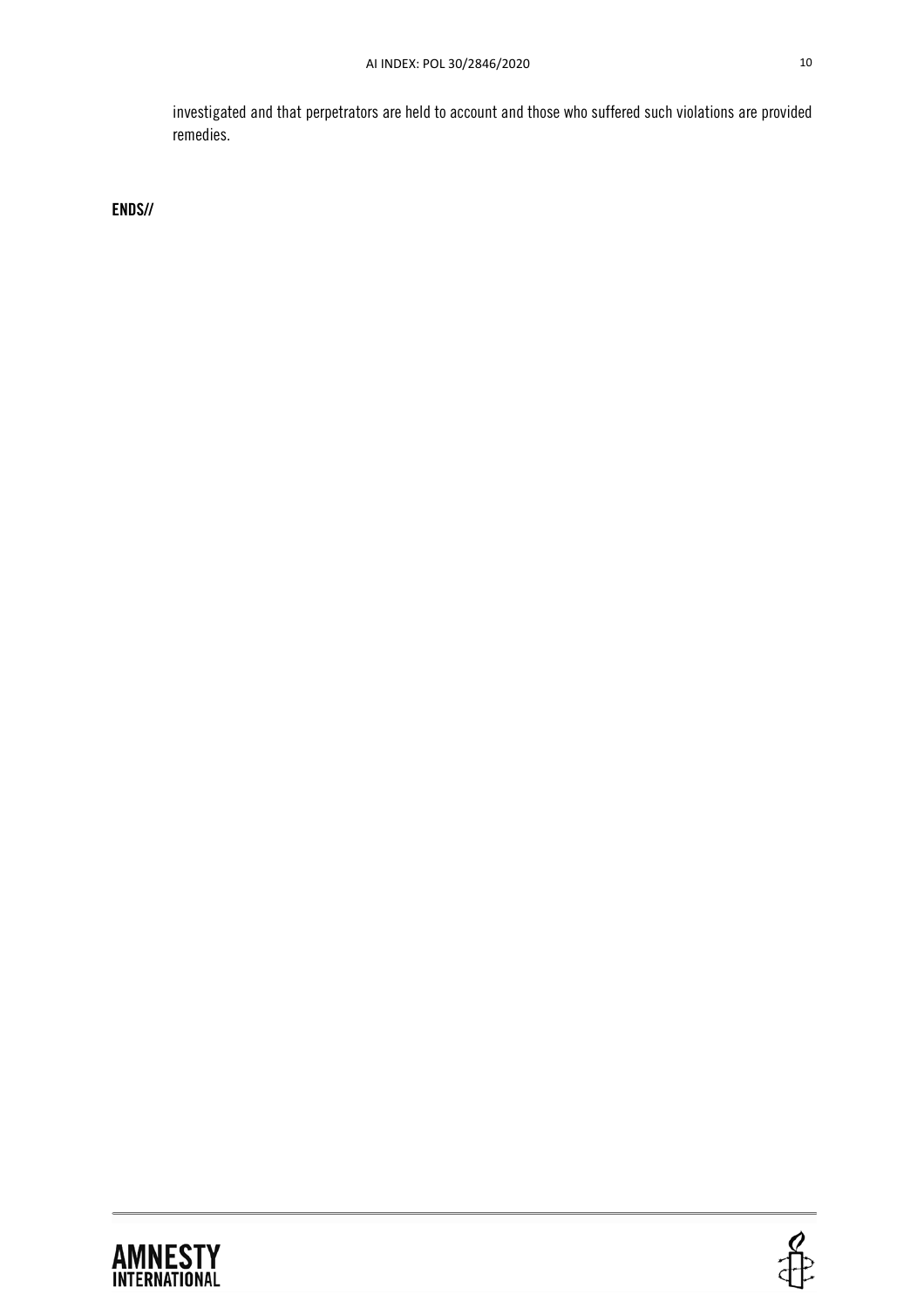investigated and that perpetrators are held to account and those who suffered such violations are provided remedies.

**ENDS//**